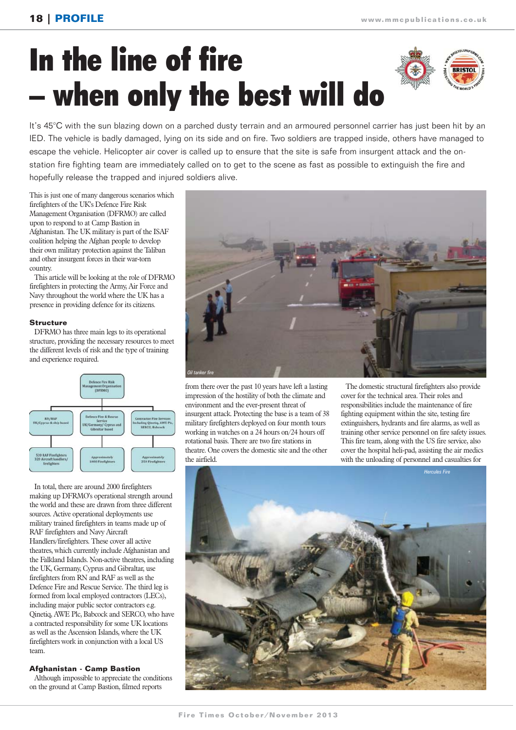# In the line of fire – when only the best will do

It's 45°C with the sun blazing down on a parched dusty terrain and an armoured personnel carrier has just been hit by an IED. The vehicle is badly damaged, lying on its side and on fire. Two soldiers are trapped inside, others have managed to escape the vehicle. Helicopter air cover is called up to ensure that the site is safe from insurgent attack and the on-station fire fighting team are immediately called on to get to the scene as fast as possible to extinguish the fire and hopefully release the trapped and injured soldiers alive.

This is just one of many dangerous scenarios which firefighters of the UK's Defence Fire Risk Management Organisation (DFRMO) are called upon to respond to at Camp Bastion in Afghanistan. The UK military is part of the ISAF coalition helping the Afghan people to develop their own military protection against the Taliban and other insurgent forces in their war-torn country.

This article will be looking at the role of DFRMO firefighters in protecting the Army, Air Force and Navy throughout the world where the UK has a presence in providing defence for its citizens.

### Structure

DFRMO has three main legs to its operational structure, providing the necessary resources to meet the different levels of risk and the type of training and experience required.

Defence Fire Risk Management Organisation (DFRMO)

- RN/RAF UK/Cyprus & ship based — 520 RAF Firefighters, 320 Aircraft handlers/firefighters
- Defence Fire & Rescue Service UK/Germany/ Cyprus and Gibraltar based — Approximately 1000 Firefighters
- Contractor Fire Services including Qinetiq, AWE Plc, SERCO, Babcock — Approximately 250 Firefighters

In total, there are around 2000 firefighters making up DFRMO's operational strength around the world and these are drawn from three different sources. Active operational deployments use military trained firefighters in teams made up of RAF firefighters and Navy Aircraft Handlers/firefighters. These cover all active theatres, which currently include Afghanistan and the Falkland Islands. Non-active theatres, including the UK, Germany, Cyprus and Gibraltar, use firefighters from RN and RAF as well as the Defence Fire and Rescue Service. The third leg is formed from local employed contractors (LECs), including major public sector contractors e.g. Qinetiq, AWE Plc, Babcock and SERCO, who have a contracted responsibility for some UK locations as well as the Ascension Islands, where the UK firefighters work in conjunction with a local US team.

### Afghanistan - Camp Bastion

Although impossible to appreciate the conditions on the ground at Camp Bastion, filmed reports from there over the past 10 years have left a lasting impression of the hostility of both the climate and environment and the ever-present threat of insurgent attack. Protecting the base is a team of 38 military firefighters deployed on four month tours working in watches on a 24 hours on/24 hours off rotational basis. There are two fire stations in theatre. One covers the domestic site and the other the airfield.

*Oil tanker fire*

The domestic structural firefighters also provide cover for the technical area. Their roles and responsibilities include the maintenance of fire fighting equipment within the site, testing fire extinguishers, hydrants and fire alarms, as well as training other service personnel on fire safety issues. This fire team, along with the US fire service, also cover the hospital heli-pad, assisting the air medics with the unloading of personnel and casualties for

*Hercules Fire*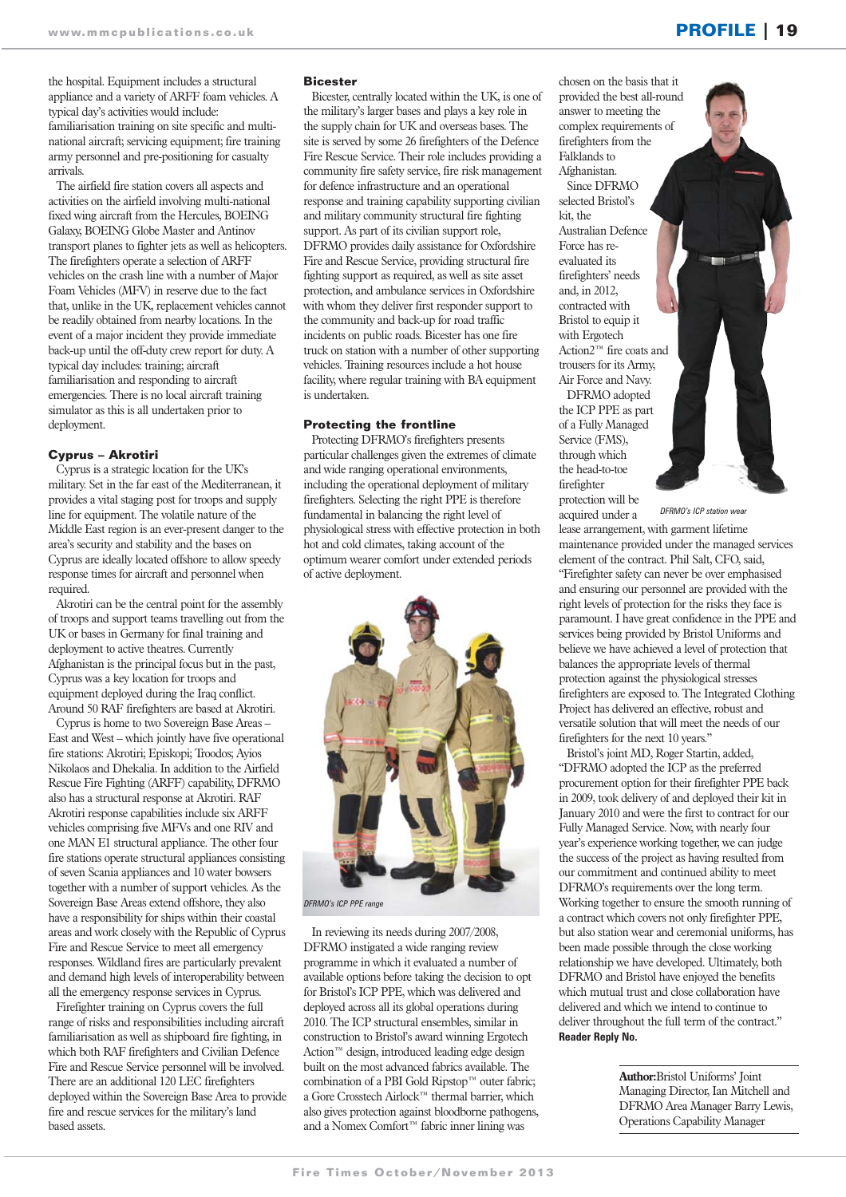the hospital. Equipment includes a structural appliance and a variety of ARFF foam vehicles. A typical day's activities would include: familiarisation training on site specific and multi-national aircraft; servicing equipment; fire training army personnel and pre-positioning for casualty arrivals.

The airfield fire station covers all aspects and activities on the airfield involving multi-national fixed wing aircraft from the Hercules, BOEING Galaxy, BOEING Globe Master and Antinov transport planes to fighter jets as well as helicopters. The firefighters operate a selection of ARFF vehicles on the crash line with a number of Major Foam Vehicles (MFV) in reserve due to the fact that, unlike in the UK, replacement vehicles cannot be readily obtained from nearby locations. In the event of a major incident they provide immediate back-up until the off-duty crew report for duty. A typical day includes: training; aircraft familiarisation and responding to aircraft emergencies. There is no local aircraft training simulator as this is all undertaken prior to deployment.

### Cyprus – Akrotiri

Cyprus is a strategic location for the UK's military. Set in the far east of the Mediterranean, it provides a vital staging post for troops and supply line for equipment. The volatile nature of the Middle East region is an ever-present danger to the area's security and stability and the bases on Cyprus are ideally located offshore to allow speedy response times for aircraft and personnel when required.

Akrotiri can be the central point for the assembly of troops and support teams travelling out from the UK or bases in Germany for final training and deployment to active theatres. Currently Afghanistan is the principal focus but in the past, Cyprus was a key location for troops and equipment deployed during the Iraq conflict. Around 50 RAF firefighters are based at Akrotiri.

Cyprus is home to two Sovereign Base Areas – East and West – which jointly have five operational fire stations: Akrotiri; Episkopi; Troodos; Ayios Nikolaos and Dhekalia. In addition to the Airfield Rescue Fire Fighting (ARFF) capability, DFRMO also has a structural response at Akrotiri. RAF Akrotiri response capabilities include six ARFF vehicles comprising five MFVs and one RIV and one MAN E1 structural appliance. The other four fire stations operate structural appliances consisting of seven Scania appliances and 10 water bowsers together with a number of support vehicles. As the Sovereign Base Areas extend offshore, they also have a responsibility for ships within their coastal areas and work closely with the Republic of Cyprus Fire and Rescue Service to meet all emergency responses. Wildland fires are particularly prevalent and demand high levels of interoperability between all the emergency response services in Cyprus.

Firefighter training on Cyprus covers the full range of risks and responsibilities including aircraft familiarisation as well as shipboard fire fighting, in which both RAF firefighters and Civilian Defence Fire and Rescue Service personnel will be involved. There are an additional 120 LEC firefighters deployed within the Sovereign Base Area to provide fire and rescue services for the military's land based assets.

### Bicester

Bicester, centrally located within the UK, is one of the military's larger bases and plays a key role in the supply chain for UK and overseas bases. The site is served by some 26 firefighters of the Defence Fire Rescue Service. Their role includes providing a community fire safety service, fire risk management for defence infrastructure and an operational response and training capability supporting civilian and military community structural fire fighting support. As part of its civilian support role, DFRMO provides daily assistance for Oxfordshire Fire and Rescue Service, providing structural fire fighting support as required, as well as site asset protection, and ambulance services in Oxfordshire with whom they deliver first responder support to the community and back-up for road traffic incidents on public roads. Bicester has one fire truck on station with a number of other supporting vehicles. Training resources include a hot house facility, where regular training with BA equipment is undertaken.

### Protecting the frontline

Protecting DFRMO's firefighters presents particular challenges given the extremes of climate and wide ranging operational environments, including the operational deployment of military firefighters. Selecting the right PPE is therefore fundamental in balancing the right level of physiological stress with effective protection in both hot and cold climates, taking account of the optimum wearer comfort under extended periods of active deployment.

*DFRMO's ICP PPE range*

In reviewing its needs during 2007/2008, DFRMO instigated a wide ranging review programme in which it evaluated a number of available options before taking the decision to opt for Bristol's ICP PPE, which was delivered and deployed across all its global operations during 2010. The ICP structural ensembles, similar in construction to Bristol's award winning Ergotech Action™ design, introduced leading edge design built on the most advanced fabrics available. The combination of a PBI Gold Ripstop™ outer fabric; a Gore Crosstech Airlock™ thermal barrier, which also gives protection against bloodborne pathogens, and a Nomex Comfort™ fabric inner lining was chosen on the basis that it provided the best all-round answer to meeting the complex requirements of firefighters from the Falklands to Afghanistan.

Since DFRMO selected Bristol's kit, the Australian Defence Force has re-evaluated its firefighters' needs and, in 2012, contracted with Bristol to equip it with Ergotech Action2™ fire coats and trousers for its Army, Air Force and Navy.

DFRMO adopted the ICP PPE as part of a Fully Managed Service (FMS), through which the head-to-toe firefighter protection will be acquired under a lease arrangement, with garment lifetime maintenance provided under the managed services element of the contract. Phil Salt, CFO, said, "Firefighter safety can never be over emphasised and ensuring our personnel are provided with the right levels of protection for the risks they face is paramount. I have great confidence in the PPE and services being provided by Bristol Uniforms and believe we have achieved a level of protection that balances the appropriate levels of thermal protection against the physiological stresses firefighters are exposed to. The Integrated Clothing Project has delivered an effective, robust and versatile solution that will meet the needs of our firefighters for the next 10 years."

*DFRMO's ICP station wear*

Bristol's joint MD, Roger Startin, added, "DFRMO adopted the ICP as the preferred procurement option for their firefighter PPE back in 2009, took delivery of and deployed their kit in January 2010 and were the first to contract for our Fully Managed Service. Now, with nearly four year's experience working together, we can judge the success of the project as having resulted from our commitment and continued ability to meet DFRMO's requirements over the long term. Working together to ensure the smooth running of a contract which covers not only firefighter PPE, but also station wear and ceremonial uniforms, has been made possible through the close working relationship we have developed. Ultimately, both DFRMO and Bristol have enjoyed the benefits which mutual trust and close collaboration have delivered and which we intend to continue to deliver throughout the full term of the contract."

**Reader Reply No.**

**Author:** Bristol Uniforms' Joint Managing Director, Ian Mitchell and DFRMO Area Manager Barry Lewis, Operations Capability Manager